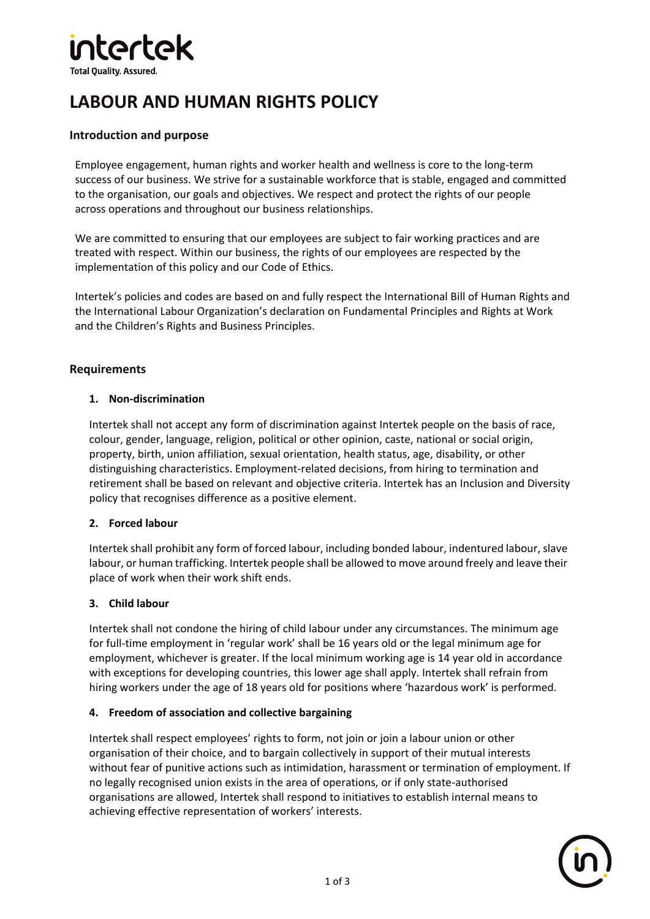# LABOUR AND HUMAN RIGHTS POLICY

## Introduction and purpose

Employee engagement, human rights and worker health and wellness is core to the long-term success of our business. We strive for a sustainable workforce that is stable, engaged and committed to the organisation, our goals and objectives. We respect and protect the rights of our people across operations and throughout our business relationships.

We are committed to ensuring that our employees are subject to fair working practices and are treated with respect. Within our business, the rights of our employees are respected by the implementation of this policy and our Code of Ethics.

Intertek's policies and codes are based on and fully respect the International Bill of Human Rights and the International Labour Organization's declaration on Fundamental Principles and Rights at Work and the Children's Rights and Business Principles.

## Requirements

### 1. Non-discrimination

Intertek shall not accept any form of discrimination against Intertek people on the basis of race, colour, gender, language, religion, political or other opinion, caste, national or social origin, property, birth, union affiliation, sexual orientation, health status, age, disability, or other distinguishing characteristics. Employment-related decisions, from hiring to termination and retirement shall be based on relevant and objective criteria. Intertek has an Inclusion and Diversity policy that recognises difference as a positive element.

### 2. Forced labour

Intertek shall prohibit any form of forced labour, including bonded labour, indentured labour, slave labour, or human trafficking. Intertek people shall be allowed to move around freely and leave their place of work when their work shift ends.

### 3. Child labour

Intertek shall not condone the hiring of child labour under any circumstances. The minimum age for full-time employment in 'regular work' shall be 16 years old or the legal minimum age for employment, whichever is greater. If the local minimum working age is 14 year old in accordance with exceptions for developing countries, this lower age shall apply. Intertek shall refrain from hiring workers under the age of 18 years old for positions where 'hazardous work' is performed.

### 4. Freedom of association and collective bargaining

Intertek shall respect employees' rights to form, not join or join a labour union or other organisation of their choice, and to bargain collectively in support of their mutual interests without fear of punitive actions such as intimidation, harassment or termination of employment. If no legally recognised union exists in the area of operations, or if only state-authorised organisations are allowed, Intertek shall respond to initiatives to establish internal means to achieving effective representation of workers' interests.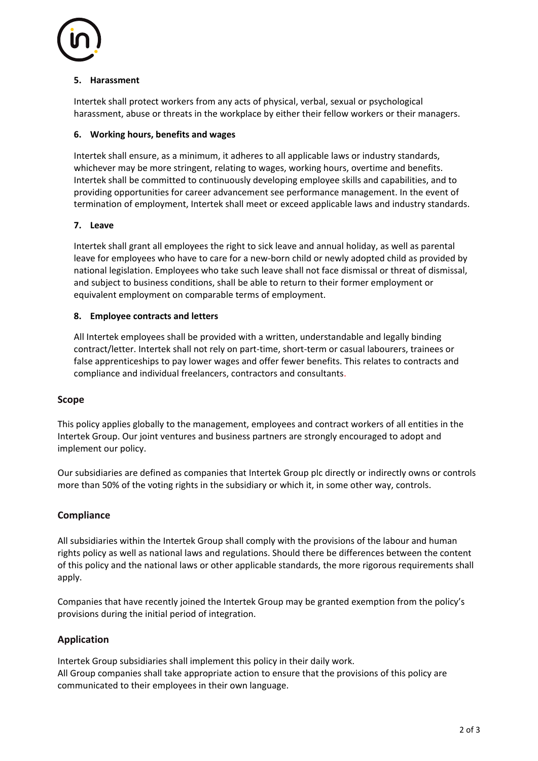### 5. Harassment

Intertek shall protect workers from any acts of physical, verbal, sexual or psychological harassment, abuse or threats in the workplace by either their fellow workers or their managers.

### 6. Working hours, benefits and wages

Intertek shall ensure, as a minimum, it adheres to all applicable laws or industry standards, whichever may be more stringent, relating to wages, working hours, overtime and benefits. Intertek shall be committed to continuously developing employee skills and capabilities, and to providing opportunities for career advancement see performance management. In the event of termination of employment, Intertek shall meet or exceed applicable laws and industry standards.

### 7. Leave

Intertek shall grant all employees the right to sick leave and annual holiday, as well as parental leave for employees who have to care for a new-born child or newly adopted child as provided by national legislation. Employees who take such leave shall not face dismissal or threat of dismissal, and subject to business conditions, shall be able to return to their former employment or equivalent employment on comparable terms of employment.

### 8. Employee contracts and letters

All Intertek employees shall be provided with a written, understandable and legally binding contract/letter. Intertek shall not rely on part-time, short-term or casual labourers, trainees or false apprenticeships to pay lower wages and offer fewer benefits. This relates to contracts and compliance and individual freelancers, contractors and consultants.

## Scope

This policy applies globally to the management, employees and contract workers of all entities in the Intertek Group. Our joint ventures and business partners are strongly encouraged to adopt and implement our policy.

Our subsidiaries are defined as companies that Intertek Group plc directly or indirectly owns or controls more than 50% of the voting rights in the subsidiary or which it, in some other way, controls.

## Compliance

All subsidiaries within the Intertek Group shall comply with the provisions of the labour and human rights policy as well as national laws and regulations. Should there be differences between the content of this policy and the national laws or other applicable standards, the more rigorous requirements shall apply.

Companies that have recently joined the Intertek Group may be granted exemption from the policy's provisions during the initial period of integration.

## Application

Intertek Group subsidiaries shall implement this policy in their daily work.
All Group companies shall take appropriate action to ensure that the provisions of this policy are communicated to their employees in their own language.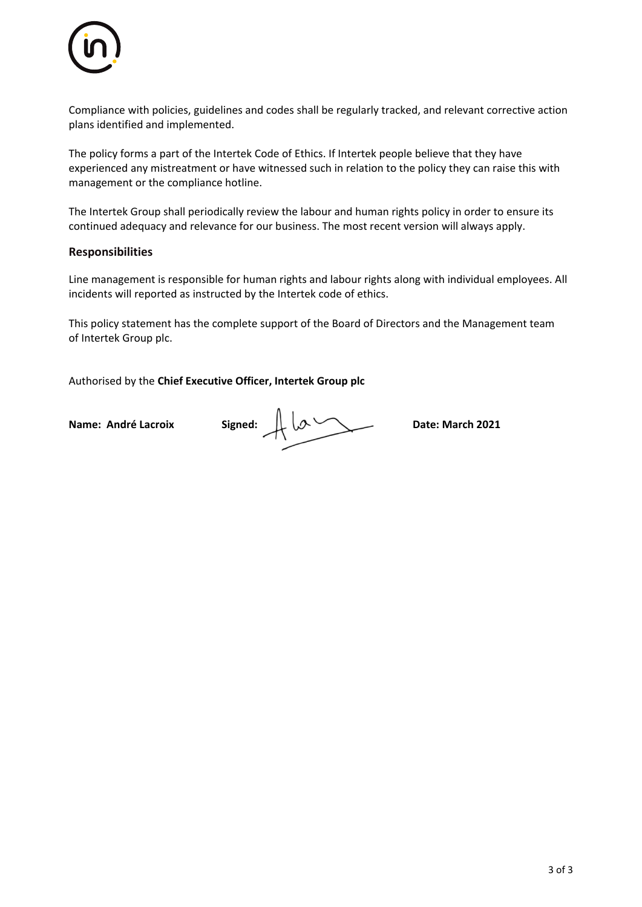Compliance with policies, guidelines and codes shall be regularly tracked, and relevant corrective action plans identified and implemented.

The policy forms a part of the Intertek Code of Ethics. If Intertek people believe that they have experienced any mistreatment or have witnessed such in relation to the policy they can raise this with management or the compliance hotline.

The Intertek Group shall periodically review the labour and human rights policy in order to ensure its continued adequacy and relevance for our business. The most recent version will always apply.

## Responsibilities

Line management is responsible for human rights and labour rights along with individual employees. All incidents will reported as instructed by the Intertek code of ethics.

This policy statement has the complete support of the Board of Directors and the Management team of Intertek Group plc.

Authorised by the **Chief Executive Officer, Intertek Group plc**

**Name: André Lacroix** **Signed:** **Date: March 2021**